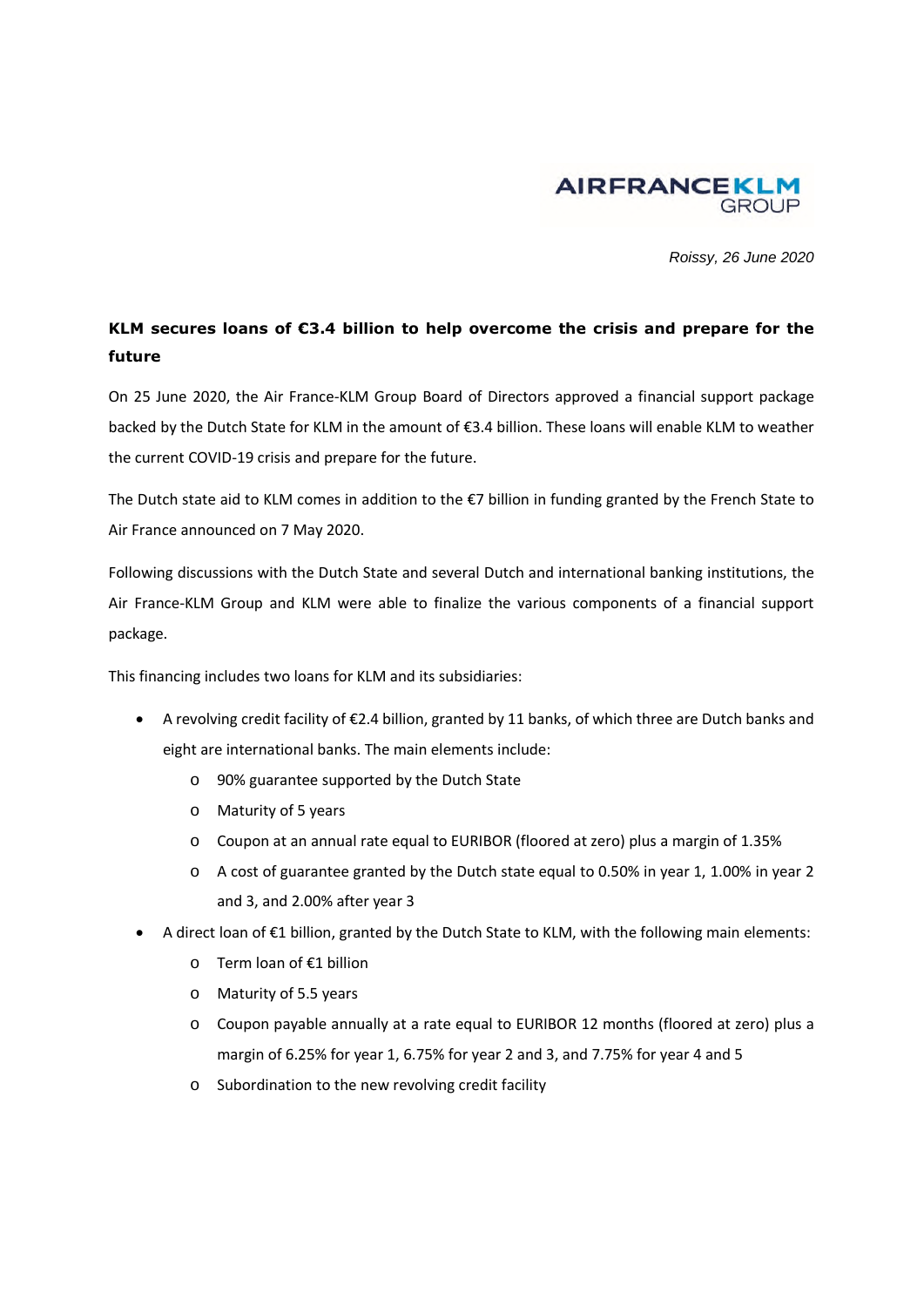AIRFRANCEKLM GROUP

*Roissy, 26 June 2020*

## KLM secures loans of €3.4 billion to help overcome the crisis and prepare for the future

On 25 June 2020, the Air France-KLM Group Board of Directors approved a financial support package backed by the Dutch State for KLM in the amount of €3.4 billion. These loans will enable KLM to weather the current COVID-19 crisis and prepare for the future.

The Dutch state aid to KLM comes in addition to the €7 billion in funding granted by the French State to Air France announced on 7 May 2020.

Following discussions with the Dutch State and several Dutch and international banking institutions, the Air France-KLM Group and KLM were able to finalize the various components of a financial support package.

This financing includes two loans for KLM and its subsidiaries:

- A revolving credit facility of €2.4 billion, granted by 11 banks, of which three are Dutch banks and eight are international banks. The main elements include:
  - 90% guarantee supported by the Dutch State
  - Maturity of 5 years
  - Coupon at an annual rate equal to EURIBOR (floored at zero) plus a margin of 1.35%
  - A cost of guarantee granted by the Dutch state equal to 0.50% in year 1, 1.00% in year 2 and 3, and 2.00% after year 3
- A direct loan of €1 billion, granted by the Dutch State to KLM, with the following main elements:
  - Term loan of €1 billion
  - Maturity of 5.5 years
  - Coupon payable annually at a rate equal to EURIBOR 12 months (floored at zero) plus a margin of 6.25% for year 1, 6.75% for year 2 and 3, and 7.75% for year 4 and 5
  - Subordination to the new revolving credit facility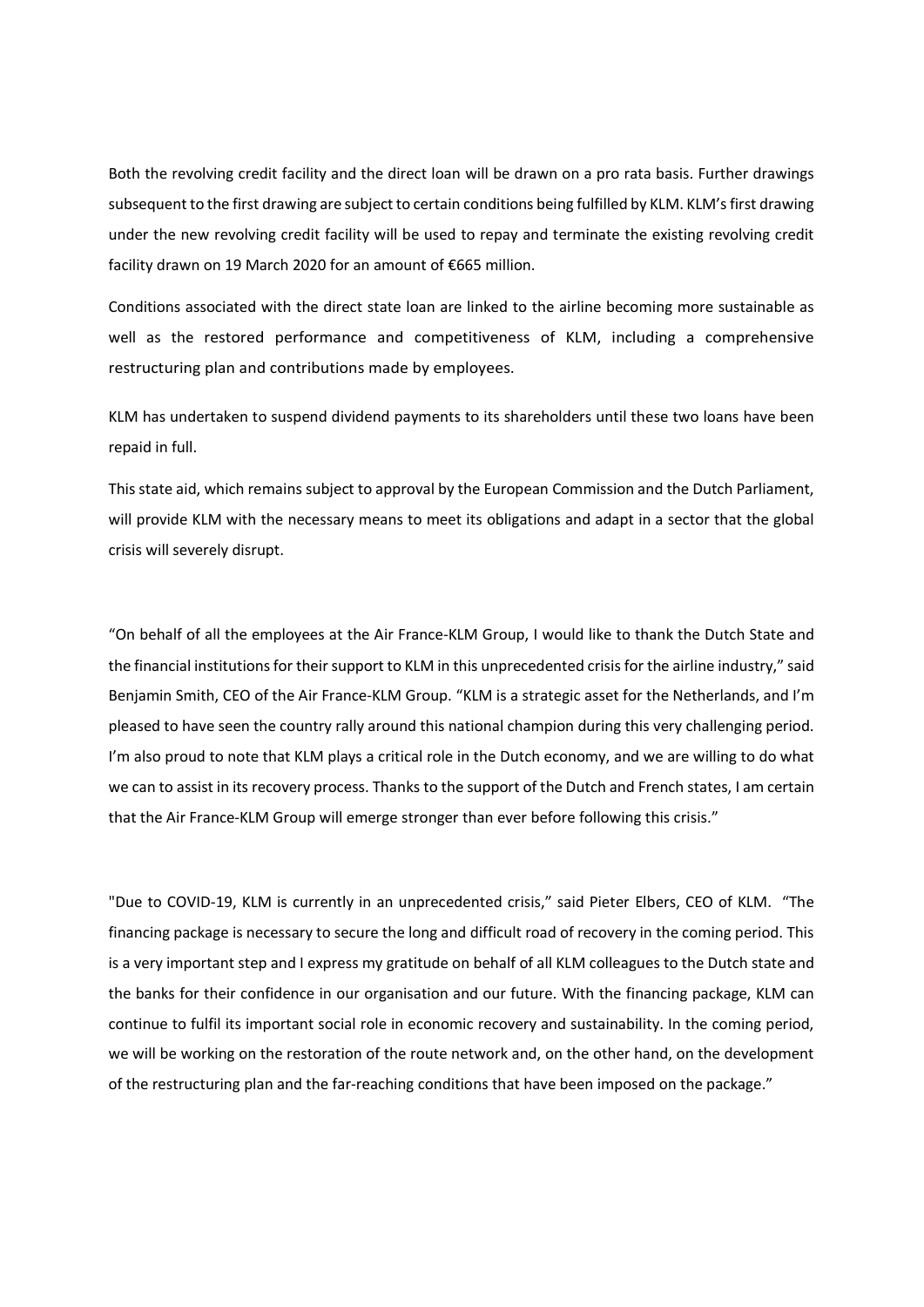Both the revolving credit facility and the direct loan will be drawn on a pro rata basis. Further drawings subsequent to the first drawing are subject to certain conditions being fulfilled by KLM. KLM's first drawing under the new revolving credit facility will be used to repay and terminate the existing revolving credit facility drawn on 19 March 2020 for an amount of €665 million.

Conditions associated with the direct state loan are linked to the airline becoming more sustainable as well as the restored performance and competitiveness of KLM, including a comprehensive restructuring plan and contributions made by employees.

KLM has undertaken to suspend dividend payments to its shareholders until these two loans have been repaid in full.

This state aid, which remains subject to approval by the European Commission and the Dutch Parliament, will provide KLM with the necessary means to meet its obligations and adapt in a sector that the global crisis will severely disrupt.

"On behalf of all the employees at the Air France-KLM Group, I would like to thank the Dutch State and the financial institutions for their support to KLM in this unprecedented crisis for the airline industry," said Benjamin Smith, CEO of the Air France-KLM Group. "KLM is a strategic asset for the Netherlands, and I'm pleased to have seen the country rally around this national champion during this very challenging period. I'm also proud to note that KLM plays a critical role in the Dutch economy, and we are willing to do what we can to assist in its recovery process. Thanks to the support of the Dutch and French states, I am certain that the Air France-KLM Group will emerge stronger than ever before following this crisis."

"Due to COVID-19, KLM is currently in an unprecedented crisis," said Pieter Elbers, CEO of KLM. "The financing package is necessary to secure the long and difficult road of recovery in the coming period. This is a very important step and I express my gratitude on behalf of all KLM colleagues to the Dutch state and the banks for their confidence in our organisation and our future. With the financing package, KLM can continue to fulfil its important social role in economic recovery and sustainability. In the coming period, we will be working on the restoration of the route network and, on the other hand, on the development of the restructuring plan and the far-reaching conditions that have been imposed on the package."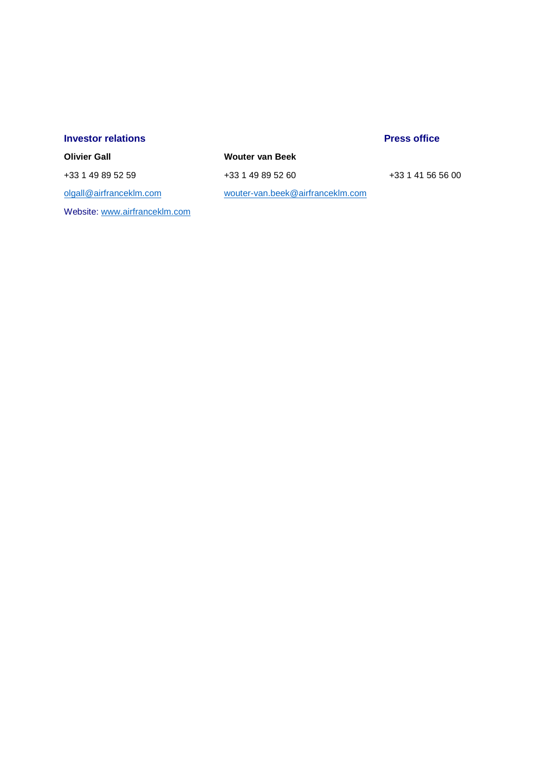**Investor relations**

**Olivier Gall**

+33 1 49 89 52 59

olgall@airfranceklm.com

Website: www.airfranceklm.com

**Wouter van Beek**

+33 1 49 89 52 60

wouter-van.beek@airfranceklm.com

**Press office**

+33 1 41 56 56 00